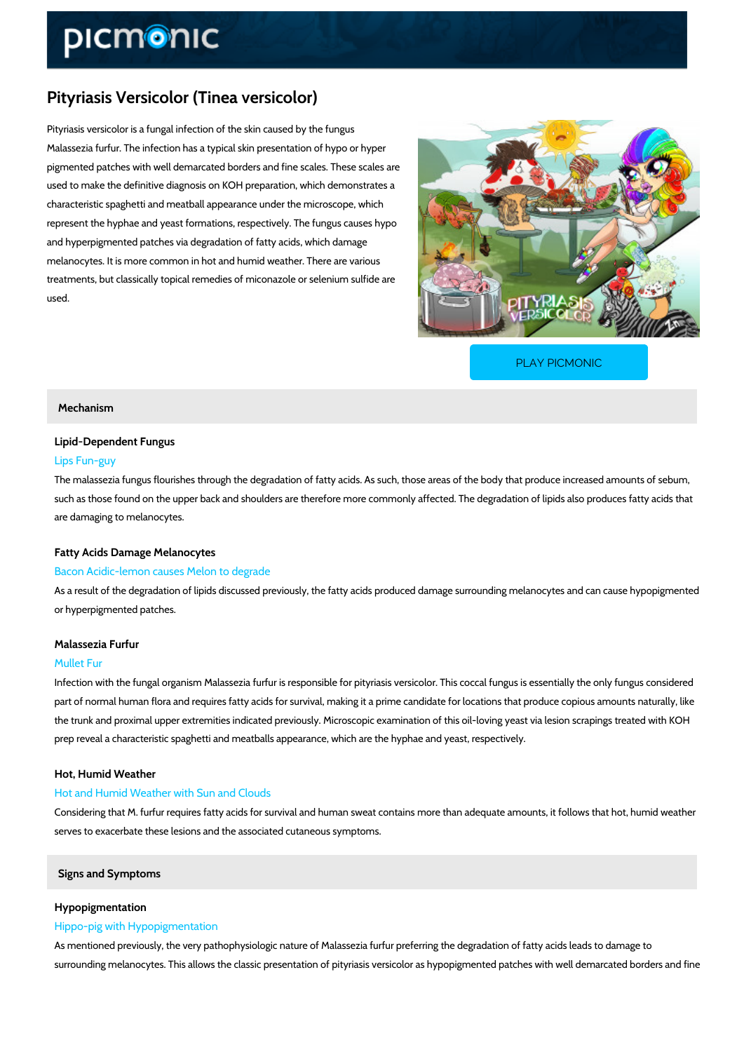# Pityriasis Versicolor (Tinea versicolor)

Pityriasis versicolor is a fungal infection of the skin caused by the fungus Malassezia furfur. The infection has a typical skin presentation of hypo or hyper pigmented patches with well demarcated borders and fine scales. These scales are used to make the definitive diagnosis on KOH preparation, which demonstrates a characteristic spaghetti and meatball appearance under the microscope, which represent the hyphae and yeast formations, respectively. The fungus causes hypo and hyperpigmented patches via degradation of fatty acids, which damage melanocytes. It is more common in hot and humid weather. There are various treatments, but classically topical remedies of miconazole or selenium sulfide are used.

PLAY PICMONIC

## Mechanism

### Lipid-Dependent Fungus

Lips Fun-guy

The malassezia fungus flourishes through the degradation of fatty acids. As such, those areas of the body that produce increased amounts of sebum, such as those found on the upper back and shoulders are therefore more commonly affected. The degradation of lipids also produces fatty acids that are damaging to melanocytes.

### Fatty Acids Damage Melanocytes

Bacon Acidic-lemon causes Melon to degrade

As a result of the degradation of lipids discussed previously, the fatty acids produced damage surrounding melanocytes and can cause hypopigmented or hyperpigmented patches.

### Malassezia Furfur

Mullet Fur

Infection with the fungal organism Malassezia furfur is responsible for pityriasis versicolor. This coccal fungus is essentially the only fungus considered part of normal human flora and requires fatty acids for survival, making it a prime candidate for locations that produce copious amounts naturally, like the trunk and proximal upper extremities indicated previously. Microscopic examination of this oil-loving yeast via lesion scrapings treated with KOH prep reveal a characteristic spaghetti and meatballs appearance, which are the hyphae and yeast, respectively.

### Hot, Humid Weather

Hot and Humid Weather with Sun and Clouds

Considering that M. furfur requires fatty acids for survival and human sweat contains more than adequate amounts, it follows that hot, humid weather serves to exacerbate these lesions and the associated cutaneous symptoms.

## Signs and Symptoms

### Hypopigmentation

Hippo-pig with Hypopigmentation

As mentioned previously, the very pathophysiologic nature of Malassezia furfur preferring the degradation of fatty acids leads to damage to surrounding melanocytes. This allows the classic presentation of pityriasis versicolor as hypopigmented patches with well demarcated borders and fine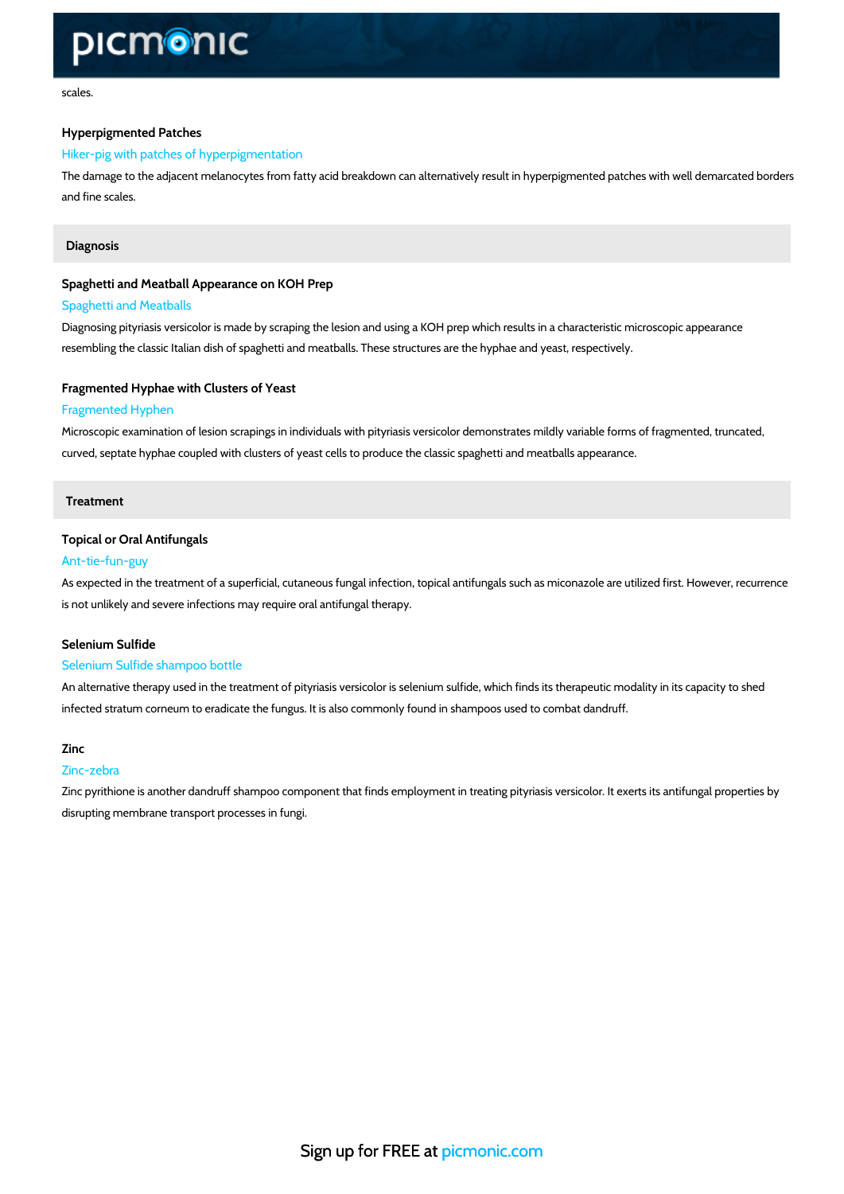scales.

### Hyperpigmented Patches

Hiker-pig with patches of hyperpigmentation

The damage to the adjacent melanocytes from fatty acid breakdown can alternatively result in hyperpigmented patches with well demarcated borders and fine scales.

## Diagnosis

### Spaghetti and Meatball Appearance on KOH Prep

Spaghetti and Meatballs

Diagnosing pityriasis versicolor is made by scraping the lesion and using a KOH prep which results in a characteristic microscopic appearance resembling the classic Italian dish of spaghetti and meatballs. These structures are the hyphae and yeast, respectively.

### Fragmented Hyphae with Clusters of Yeast

Fragmented Hyphen

Microscopic examination of lesion scrapings in individuals with pityriasis versicolor demonstrates mildly variable forms of fragmented, truncated, curved, septate hyphae coupled with clusters of yeast cells to produce the classic spaghetti and meatballs appearance.

## Treatment

### Topical or Oral Antifungals

Ant-tie-fun-guy

As expected in the treatment of a superficial, cutaneous fungal infection, topical antifungals such as miconazole are utilized first. However, recurrence is not unlikely and severe infections may require oral antifungal therapy.

### Selenium Sulfide

Selenium Sulfide shampoo bottle

An alternative therapy used in the treatment of pityriasis versicolor is selenium sulfide, which finds its therapeutic modality in its capacity to shed infected stratum corneum to eradicate the fungus. It is also commonly found in shampoos used to combat dandruff.

### Zinc

Zinc-zebra

Zinc pyrithione is another dandruff shampoo component that finds employment in treating pityriasis versicolor. It exerts its antifungal properties by disrupting membrane transport processes in fungi.